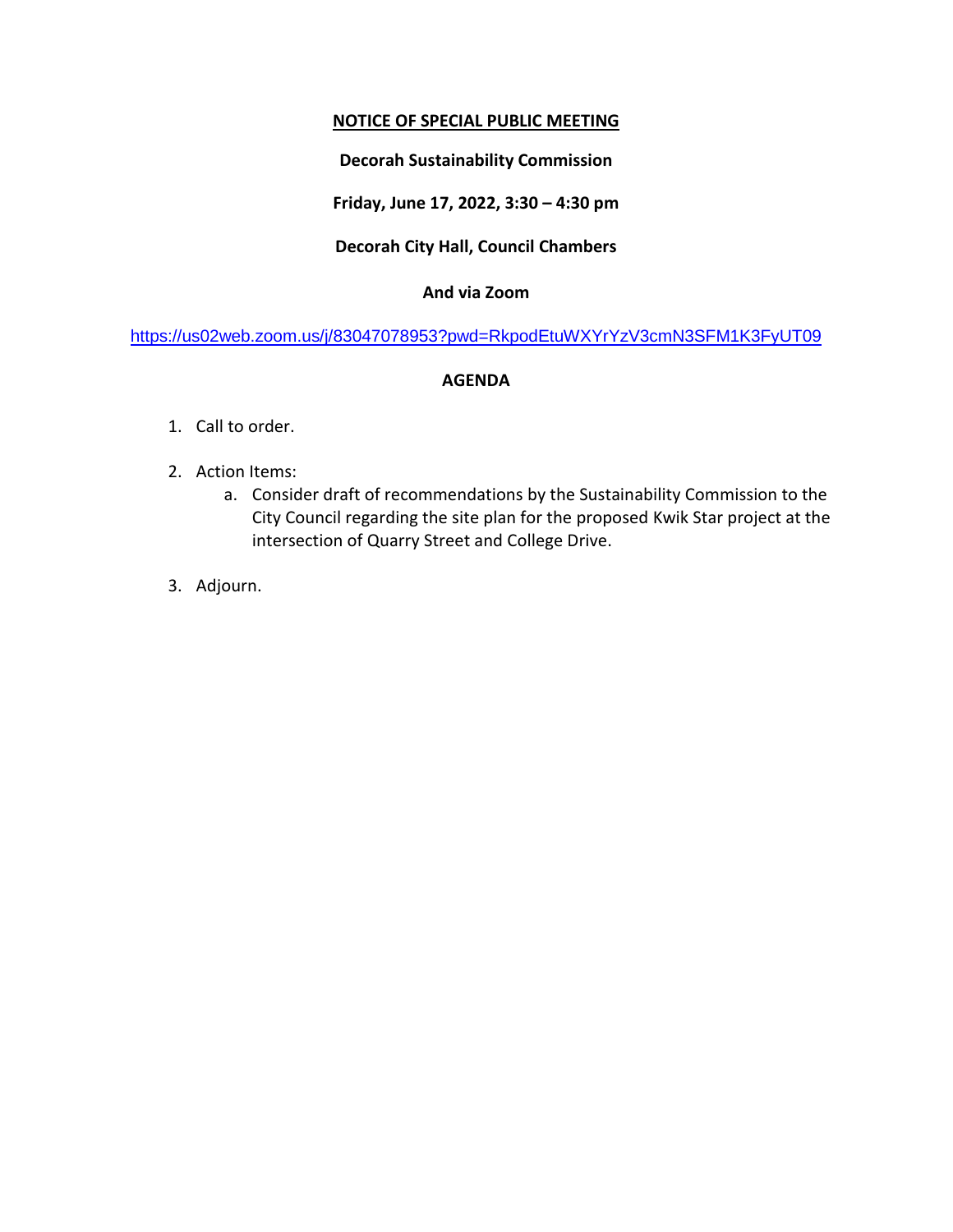# NOTICE OF SPECIAL PUBLIC MEETING

**Decorah Sustainability Commission**

**Friday, June 17, 2022, 3:30 – 4:30 pm**

**Decorah City Hall, Council Chambers**

**And via Zoom**

https://us02web.zoom.us/j/83047078953?pwd=RkpodEtuWXYrYzV3cmN3SFM1K3FyUT09

## AGENDA

1. Call to order.

2. Action Items:
   a. Consider draft of recommendations by the Sustainability Commission to the City Council regarding the site plan for the proposed Kwik Star project at the intersection of Quarry Street and College Drive.

3. Adjourn.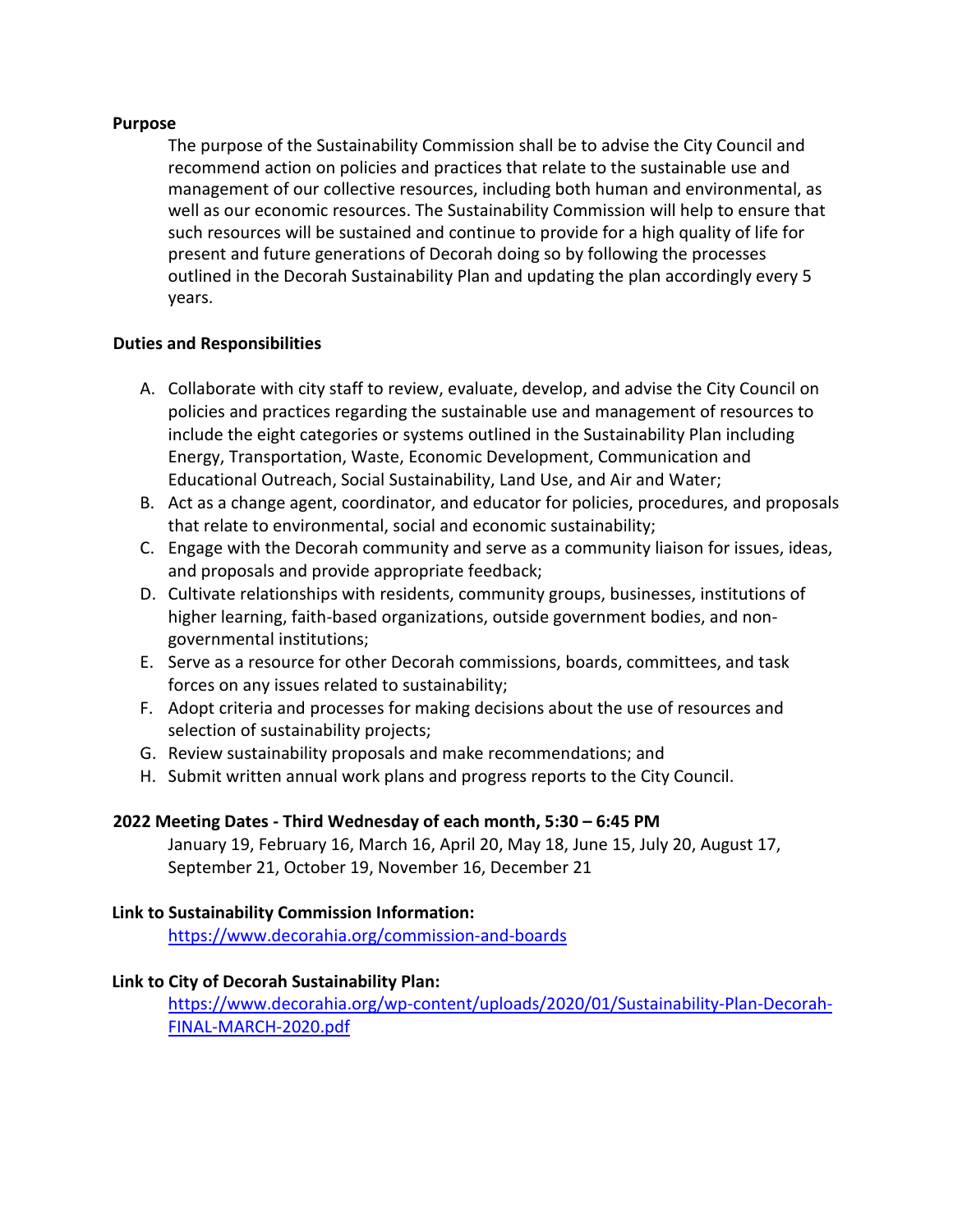**Purpose**

The purpose of the Sustainability Commission shall be to advise the City Council and recommend action on policies and practices that relate to the sustainable use and management of our collective resources, including both human and environmental, as well as our economic resources. The Sustainability Commission will help to ensure that such resources will be sustained and continue to provide for a high quality of life for present and future generations of Decorah doing so by following the processes outlined in the Decorah Sustainability Plan and updating the plan accordingly every 5 years.

**Duties and Responsibilities**

A. Collaborate with city staff to review, evaluate, develop, and advise the City Council on policies and practices regarding the sustainable use and management of resources to include the eight categories or systems outlined in the Sustainability Plan including Energy, Transportation, Waste, Economic Development, Communication and Educational Outreach, Social Sustainability, Land Use, and Air and Water;
B. Act as a change agent, coordinator, and educator for policies, procedures, and proposals that relate to environmental, social and economic sustainability;
C. Engage with the Decorah community and serve as a community liaison for issues, ideas, and proposals and provide appropriate feedback;
D. Cultivate relationships with residents, community groups, businesses, institutions of higher learning, faith-based organizations, outside government bodies, and non-governmental institutions;
E. Serve as a resource for other Decorah commissions, boards, committees, and task forces on any issues related to sustainability;
F. Adopt criteria and processes for making decisions about the use of resources and selection of sustainability projects;
G. Review sustainability proposals and make recommendations; and
H. Submit written annual work plans and progress reports to the City Council.

**2022 Meeting Dates - Third Wednesday of each month, 5:30 – 6:45 PM**

January 19, February 16, March 16, April 20, May 18, June 15, July 20, August 17, September 21, October 19, November 16, December 21

**Link to Sustainability Commission Information:**

https://www.decorahia.org/commission-and-boards

**Link to City of Decorah Sustainability Plan:**

https://www.decorahia.org/wp-content/uploads/2020/01/Sustainability-Plan-Decorah-FINAL-MARCH-2020.pdf